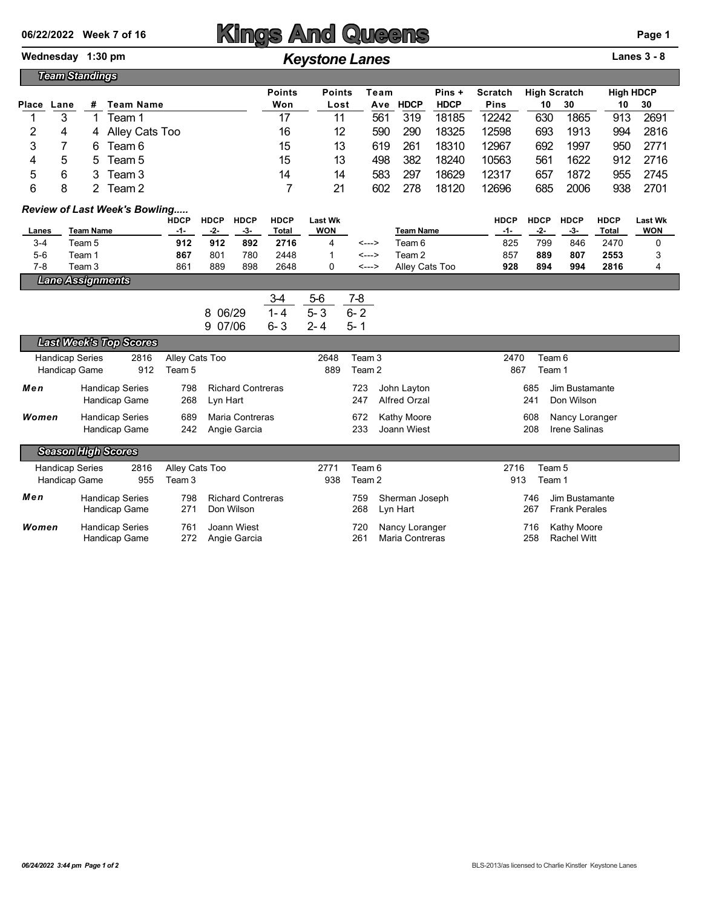06/22/2022 Week 7 of 16

# Kings And Queens

Wednesday 1:30 pm

## Keystone Lanes

Lanes 3 - 8

### Team Standings

| Place | Lane | # | Team Name | Points Won | Points Lost | Team Ave | HDCP | Pins + HDCP | Scratch Pins | High Scratch 10 | High Scratch 30 | High HDCP 10 | High HDCP 30 |
|---|---|---|---|---|---|---|---|---|---|---|---|---|---|
| 1 | 3 | 1 | Team 1 | 17 | 11 | 561 | 319 | 18185 | 12242 | 630 | 1865 | 913 | 2691 |
| 2 | 4 | 4 | Alley Cats Too | 16 | 12 | 590 | 290 | 18325 | 12598 | 693 | 1913 | 994 | 2816 |
| 3 | 7 | 6 | Team 6 | 15 | 13 | 619 | 261 | 18310 | 12967 | 692 | 1997 | 950 | 2771 |
| 4 | 5 | 5 | Team 5 | 15 | 13 | 498 | 382 | 18240 | 10563 | 561 | 1622 | 912 | 2716 |
| 5 | 6 | 3 | Team 3 | 14 | 14 | 583 | 297 | 18629 | 12317 | 657 | 1872 | 955 | 2745 |
| 6 | 8 | 2 | Team 2 | 7 | 21 | 602 | 278 | 18120 | 12696 | 685 | 2006 | 938 | 2701 |

### Review of Last Week's Bowling.....

| Lanes | Team Name | HDCP -1- | HDCP -2- | HDCP -3- | HDCP Total | Last Wk WON | | Team Name | HDCP -1- | HDCP -2- | HDCP -3- | HDCP Total | Last Wk WON |
|---|---|---|---|---|---|---|---|---|---|---|---|---|---|
| 3-4 | Team 5 | **912** | **912** | **892** | **2716** | 4 | <---> | Team 6 | 825 | 799 | 846 | 2470 | 0 |
| 5-6 | Team 1 | **867** | 801 | 780 | 2448 | 1 | <---> | Team 2 | 857 | **889** | **807** | **2553** | 3 |
| 7-8 | Team 3 | 861 | 889 | 898 | 2648 | 0 | <---> | Alley Cats Too | **928** | **894** | **994** | **2816** | 4 |

### Lane Assignments

| | 3-4 | 5-6 | 7-8 |
|---|---|---|---|
| 8 06/29 | 1- 4 | 5- 3 | 6- 2 |
| 9 07/06 | 6- 3 | 2- 4 | 5- 1 |

### Last Week's Top Scores

| | | | | | | | |
|---|---|---|---|---|---|---|---|
| Handicap Series | 2816 | Alley Cats Too | 2648 | Team 3 | 2470 | Team 6 |
| Handicap Game | 912 | Team 5 | 889 | Team 2 | 867 | Team 1 |

**Men**

| | | | | | | |
|---|---|---|---|---|---|---|
| Handicap Series | 798 | Richard Contreras | 723 | John Layton | 685 | Jim Bustamante |
| Handicap Game | 268 | Lyn Hart | 247 | Alfred Orzal | 241 | Don Wilson |

**Women**

| | | | | | | |
|---|---|---|---|---|---|---|
| Handicap Series | 689 | Maria Contreras | 672 | Kathy Moore | 608 | Nancy Loranger |
| Handicap Game | 242 | Angie Garcia | 233 | Joann Wiest | 208 | Irene Salinas |

### Season High Scores

| | | | | | | |
|---|---|---|---|---|---|---|
| Handicap Series | 2816 | Alley Cats Too | 2771 | Team 6 | 2716 | Team 5 |
| Handicap Game | 955 | Team 3 | 938 | Team 2 | 913 | Team 1 |

**Men**

| | | | | | | |
|---|---|---|---|---|---|---|
| Handicap Series | 798 | Richard Contreras | 759 | Sherman Joseph | 746 | Jim Bustamante |
| Handicap Game | 271 | Don Wilson | 268 | Lyn Hart | 267 | Frank Perales |

**Women**

| | | | | | | |
|---|---|---|---|---|---|---|
| Handicap Series | 761 | Joann Wiest | 720 | Nancy Loranger | 716 | Kathy Moore |
| Handicap Game | 272 | Angie Garcia | 261 | Maria Contreras | 258 | Rachel Witt |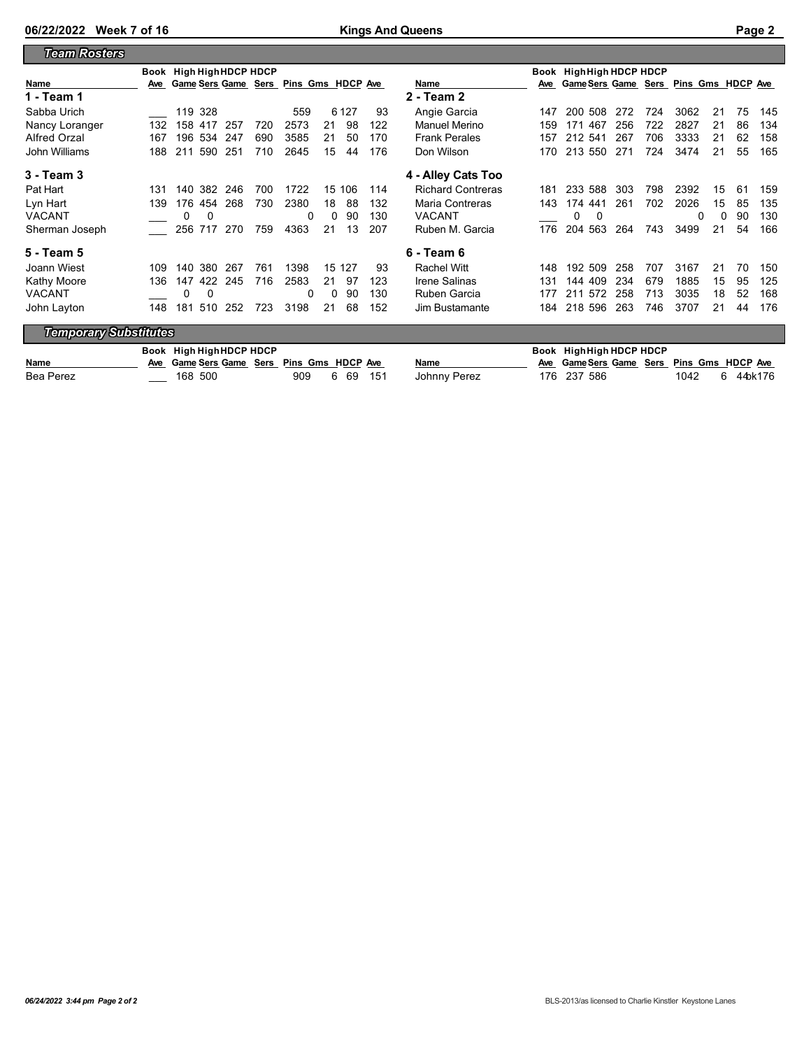## Team Rosters

| Name | Book Ave | High Game | High Sers | HDCP Game | HDCP Sers | Pins | Gms | HDCP | Ave |
|---|---|---|---|---|---|---|---|---|---|
| **1 - Team 1** | | | | | | | | | |
| Sabba Urich | ___ | 119 | 328 | | | 559 | 6 | 127 | 93 |
| Nancy Loranger | 132 | 158 | 417 | 257 | 720 | 2573 | 21 | 98 | 122 |
| Alfred Orzal | 167 | 196 | 534 | 247 | 690 | 3585 | 21 | 50 | 170 |
| John Williams | 188 | 211 | 590 | 251 | 710 | 2645 | 15 | 44 | 176 |
| **2 - Team 2** | | | | | | | | | |
| Angie Garcia | 147 | 200 | 508 | 272 | 724 | 3062 | 21 | 75 | 145 |
| Manuel Merino | 159 | 171 | 467 | 256 | 722 | 2827 | 21 | 86 | 134 |
| Frank Perales | 157 | 212 | 541 | 267 | 706 | 3333 | 21 | 62 | 158 |
| Don Wilson | 170 | 213 | 550 | 271 | 724 | 3474 | 21 | 55 | 165 |
| **3 - Team 3** | | | | | | | | | |
| Pat Hart | 131 | 140 | 382 | 246 | 700 | 1722 | 15 | 106 | 114 |
| Lyn Hart | 139 | 176 | 454 | 268 | 730 | 2380 | 18 | 88 | 132 |
| VACANT | ___ | 0 | 0 | | | 0 | 0 | 90 | 130 |
| Sherman Joseph | ___ | 256 | 717 | 270 | 759 | 4363 | 21 | 13 | 207 |
| **4 - Alley Cats Too** | | | | | | | | | |
| Richard Contreras | 181 | 233 | 588 | 303 | 798 | 2392 | 15 | 61 | 159 |
| Maria Contreras | 143 | 174 | 441 | 261 | 702 | 2026 | 15 | 85 | 135 |
| VACANT | ___ | 0 | 0 | | | 0 | 0 | 90 | 130 |
| Ruben M. Garcia | 176 | 204 | 563 | 264 | 743 | 3499 | 21 | 54 | 166 |
| **5 - Team 5** | | | | | | | | | |
| Joann Wiest | 109 | 140 | 380 | 267 | 761 | 1398 | 15 | 127 | 93 |
| Kathy Moore | 136 | 147 | 422 | 245 | 716 | 2583 | 21 | 97 | 123 |
| VACANT | ___ | 0 | 0 | | | 0 | 0 | 90 | 130 |
| John Layton | 148 | 181 | 510 | 252 | 723 | 3198 | 21 | 68 | 152 |
| **6 - Team 6** | | | | | | | | | |
| Rachel Witt | 148 | 192 | 509 | 258 | 707 | 3167 | 21 | 70 | 150 |
| Irene Salinas | 131 | 144 | 409 | 234 | 679 | 1885 | 15 | 95 | 125 |
| Ruben Garcia | 177 | 211 | 572 | 258 | 713 | 3035 | 18 | 52 | 168 |
| Jim Bustamante | 184 | 218 | 596 | 263 | 746 | 3707 | 21 | 44 | 176 |

## Temporary Substitutes

| Name | Book Ave | High Game | High Sers | HDCP Game | HDCP Sers | Pins | Gms | HDCP | Ave |
|---|---|---|---|---|---|---|---|---|---|
| Bea Perez | ___ | 168 | 500 | | | 909 | 6 | 69 | 151 |
| Johnny Perez | 176 | 237 | 586 | | | 1042 | 6 | 44 | bk176 |